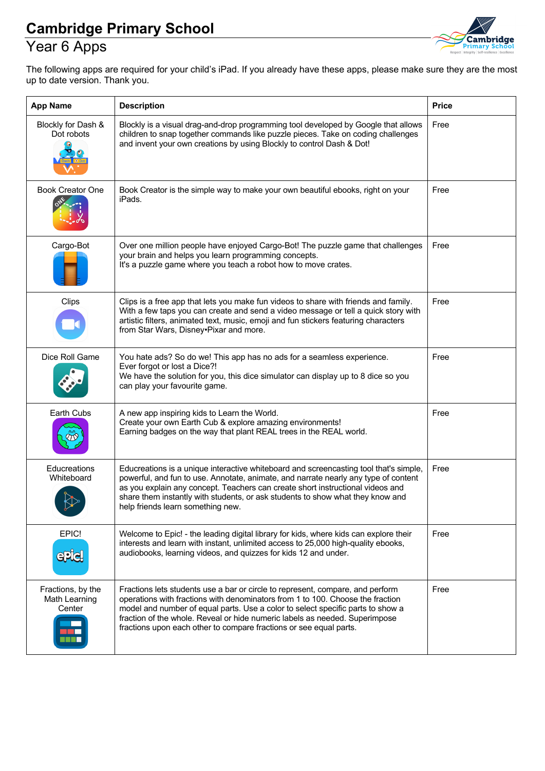# Cambridge Primary School

## Year 6 Apps

The following apps are required for your child's iPad. If you already have these apps, please make sure they are the most up to date version. Thank you.

| App Name | Description | Price |
|---|---|---|
| Blockly for Dash & Dot robots | Blockly is a visual drag-and-drop programming tool developed by Google that allows children to snap together commands like puzzle pieces. Take on coding challenges and invent your own creations by using Blockly to control Dash & Dot! | Free |
| Book Creator One | Book Creator is the simple way to make your own beautiful ebooks, right on your iPads. | Free |
| Cargo-Bot | Over one million people have enjoyed Cargo-Bot! The puzzle game that challenges your brain and helps you learn programming concepts.<br>It's a puzzle game where you teach a robot how to move crates. | Free |
| Clips | Clips is a free app that lets you make fun videos to share with friends and family. With a few taps you can create and send a video message or tell a quick story with artistic filters, animated text, music, emoji and fun stickers featuring characters from Star Wars, Disney•Pixar and more. | Free |
| Dice Roll Game | You hate ads? So do we! This app has no ads for a seamless experience.<br>Ever forgot or lost a Dice?!<br>We have the solution for you, this dice simulator can display up to 8 dice so you can play your favourite game. | Free |
| Earth Cubs | A new app inspiring kids to Learn the World.<br>Create your own Earth Cub & explore amazing environments!<br>Earning badges on the way that plant REAL trees in the REAL world. | Free |
| Educreations Whiteboard | Educreations is a unique interactive whiteboard and screencasting tool that's simple, powerful, and fun to use. Annotate, animate, and narrate nearly any type of content as you explain any concept. Teachers can create short instructional videos and share them instantly with students, or ask students to show what they know and help friends learn something new. | Free |
| EPIC! | Welcome to Epic! - the leading digital library for kids, where kids can explore their interests and learn with instant, unlimited access to 25,000 high-quality ebooks, audiobooks, learning videos, and quizzes for kids 12 and under. | Free |
| Fractions, by the Math Learning Center | Fractions lets students use a bar or circle to represent, compare, and perform operations with fractions with denominators from 1 to 100. Choose the fraction model and number of equal parts. Use a color to select specific parts to show a fraction of the whole. Reveal or hide numeric labels as needed. Superimpose fractions upon each other to compare fractions or see equal parts. | Free |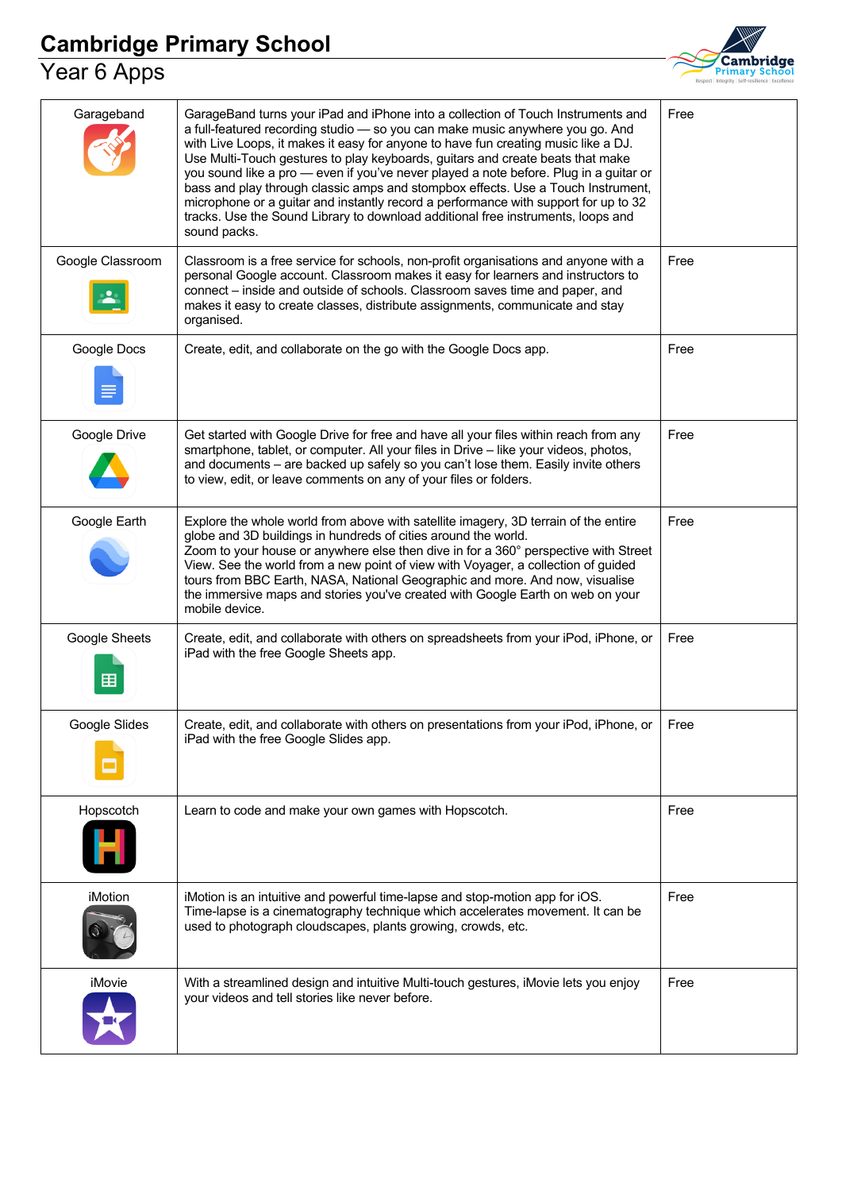# Cambridge Primary School

## Year 6 Apps

| App | Description | Cost |
|---|---|---|
| Garageband | GarageBand turns your iPad and iPhone into a collection of Touch Instruments and a full-featured recording studio — so you can make music anywhere you go. And with Live Loops, it makes it easy for anyone to have fun creating music like a DJ. Use Multi-Touch gestures to play keyboards, guitars and create beats that make you sound like a pro — even if you've never played a note before. Plug in a guitar or bass and play through classic amps and stompbox effects. Use a Touch Instrument, microphone or a guitar and instantly record a performance with support for up to 32 tracks. Use the Sound Library to download additional free instruments, loops and sound packs. | Free |
| Google Classroom | Classroom is a free service for schools, non-profit organisations and anyone with a personal Google account. Classroom makes it easy for learners and instructors to connect – inside and outside of schools. Classroom saves time and paper, and makes it easy to create classes, distribute assignments, communicate and stay organised. | Free |
| Google Docs | Create, edit, and collaborate on the go with the Google Docs app. | Free |
| Google Drive | Get started with Google Drive for free and have all your files within reach from any smartphone, tablet, or computer. All your files in Drive – like your videos, photos, and documents – are backed up safely so you can't lose them. Easily invite others to view, edit, or leave comments on any of your files or folders. | Free |
| Google Earth | Explore the whole world from above with satellite imagery, 3D terrain of the entire globe and 3D buildings in hundreds of cities around the world. Zoom to your house or anywhere else then dive in for a 360° perspective with Street View. See the world from a new point of view with Voyager, a collection of guided tours from BBC Earth, NASA, National Geographic and more. And now, visualise the immersive maps and stories you've created with Google Earth on web on your mobile device. | Free |
| Google Sheets | Create, edit, and collaborate with others on spreadsheets from your iPod, iPhone, or iPad with the free Google Sheets app. | Free |
| Google Slides | Create, edit, and collaborate with others on presentations from your iPod, iPhone, or iPad with the free Google Slides app. | Free |
| Hopscotch | Learn to code and make your own games with Hopscotch. | Free |
| iMotion | iMotion is an intuitive and powerful time-lapse and stop-motion app for iOS. Time-lapse is a cinematography technique which accelerates movement. It can be used to photograph cloudscapes, plants growing, crowds, etc. | Free |
| iMovie | With a streamlined design and intuitive Multi-touch gestures, iMovie lets you enjoy your videos and tell stories like never before. | Free |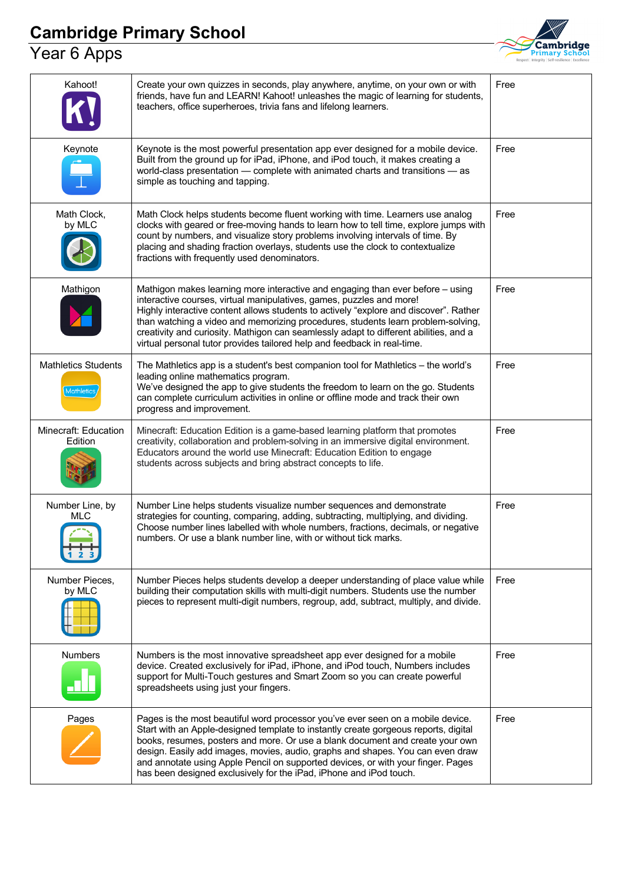# Cambridge Primary School

## Year 6 Apps

| App | Description | Cost |
|---|---|---|
| Kahoot! | Create your own quizzes in seconds, play anywhere, anytime, on your own or with friends, have fun and LEARN! Kahoot! unleashes the magic of learning for students, teachers, office superheroes, trivia fans and lifelong learners. | Free |
| Keynote | Keynote is the most powerful presentation app ever designed for a mobile device. Built from the ground up for iPad, iPhone, and iPod touch, it makes creating a world-class presentation — complete with animated charts and transitions — as simple as touching and tapping. | Free |
| Math Clock, by MLC | Math Clock helps students become fluent working with time. Learners use analog clocks with geared or free-moving hands to learn how to tell time, explore jumps with count by numbers, and visualize story problems involving intervals of time. By placing and shading fraction overlays, students use the clock to contextualize fractions with frequently used denominators. | Free |
| Mathigon | Mathigon makes learning more interactive and engaging than ever before – using interactive courses, virtual manipulatives, games, puzzles and more! Highly interactive content allows students to actively "explore and discover". Rather than watching a video and memorizing procedures, students learn problem-solving, creativity and curiosity. Mathigon can seamlessly adapt to different abilities, and a virtual personal tutor provides tailored help and feedback in real-time. | Free |
| Mathletics Students | The Mathletics app is a student's best companion tool for Mathletics – the world's leading online mathematics program. We've designed the app to give students the freedom to learn on the go. Students can complete curriculum activities in online or offline mode and track their own progress and improvement. | Free |
| Minecraft: Education Edition | Minecraft: Education Edition is a game-based learning platform that promotes creativity, collaboration and problem-solving in an immersive digital environment. Educators around the world use Minecraft: Education Edition to engage students across subjects and bring abstract concepts to life. | Free |
| Number Line, by MLC | Number Line helps students visualize number sequences and demonstrate strategies for counting, comparing, adding, subtracting, multiplying, and dividing. Choose number lines labelled with whole numbers, fractions, decimals, or negative numbers. Or use a blank number line, with or without tick marks. | Free |
| Number Pieces, by MLC | Number Pieces helps students develop a deeper understanding of place value while building their computation skills with multi-digit numbers. Students use the number pieces to represent multi-digit numbers, regroup, add, subtract, multiply, and divide. | Free |
| Numbers | Numbers is the most innovative spreadsheet app ever designed for a mobile device. Created exclusively for iPad, iPhone, and iPod touch, Numbers includes support for Multi-Touch gestures and Smart Zoom so you can create powerful spreadsheets using just your fingers. | Free |
| Pages | Pages is the most beautiful word processor you've ever seen on a mobile device. Start with an Apple-designed template to instantly create gorgeous reports, digital books, resumes, posters and more. Or use a blank document and create your own design. Easily add images, movies, audio, graphs and shapes. You can even draw and annotate using Apple Pencil on supported devices, or with your finger. Pages has been designed exclusively for the iPad, iPhone and iPod touch. | Free |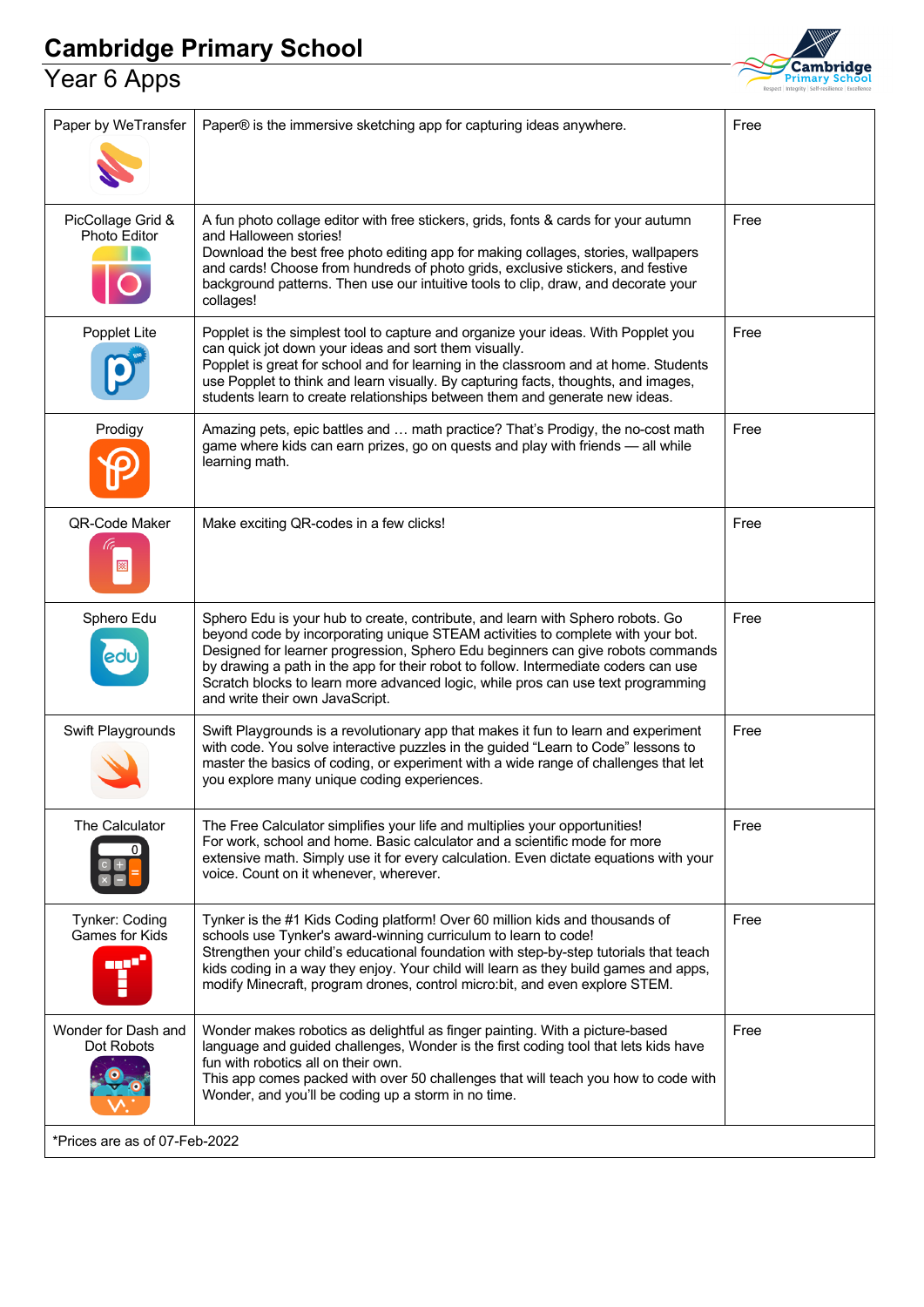# Cambridge Primary School

## Year 6 Apps

| | | |
|---|---|---|
| Paper by WeTransfer | Paper® is the immersive sketching app for capturing ideas anywhere. | Free |
| PicCollage Grid & Photo Editor | A fun photo collage editor with free stickers, grids, fonts & cards for your autumn and Halloween stories!<br>Download the best free photo editing app for making collages, stories, wallpapers and cards! Choose from hundreds of photo grids, exclusive stickers, and festive background patterns. Then use our intuitive tools to clip, draw, and decorate your collages! | Free |
| Popplet Lite | Popplet is the simplest tool to capture and organize your ideas. With Popplet you can quick jot down your ideas and sort them visually.<br>Popplet is great for school and for learning in the classroom and at home. Students use Popplet to think and learn visually. By capturing facts, thoughts, and images, students learn to create relationships between them and generate new ideas. | Free |
| Prodigy | Amazing pets, epic battles and … math practice? That's Prodigy, the no-cost math game where kids can earn prizes, go on quests and play with friends — all while learning math. | Free |
| QR-Code Maker | Make exciting QR-codes in a few clicks! | Free |
| Sphero Edu | Sphero Edu is your hub to create, contribute, and learn with Sphero robots. Go beyond code by incorporating unique STEAM activities to complete with your bot. Designed for learner progression, Sphero Edu beginners can give robots commands by drawing a path in the app for their robot to follow. Intermediate coders can use Scratch blocks to learn more advanced logic, while pros can use text programming and write their own JavaScript. | Free |
| Swift Playgrounds | Swift Playgrounds is a revolutionary app that makes it fun to learn and experiment with code. You solve interactive puzzles in the guided "Learn to Code" lessons to master the basics of coding, or experiment with a wide range of challenges that let you explore many unique coding experiences. | Free |
| The Calculator | The Free Calculator simplifies your life and multiplies your opportunities!<br>For work, school and home. Basic calculator and a scientific mode for more extensive math. Simply use it for every calculation. Even dictate equations with your voice. Count on it whenever, wherever. | Free |
| Tynker: Coding Games for Kids | Tynker is the #1 Kids Coding platform! Over 60 million kids and thousands of schools use Tynker's award-winning curriculum to learn to code!<br>Strengthen your child's educational foundation with step-by-step tutorials that teach kids coding in a way they enjoy. Your child will learn as they build games and apps, modify Minecraft, program drones, control micro:bit, and even explore STEM. | Free |
| Wonder for Dash and Dot Robots | Wonder makes robotics as delightful as finger painting. With a picture-based language and guided challenges, Wonder is the first coding tool that lets kids have fun with robotics all on their own.<br>This app comes packed with over 50 challenges that will teach you how to code with Wonder, and you'll be coding up a storm in no time. | Free |

*Prices are as of 07-Feb-2022